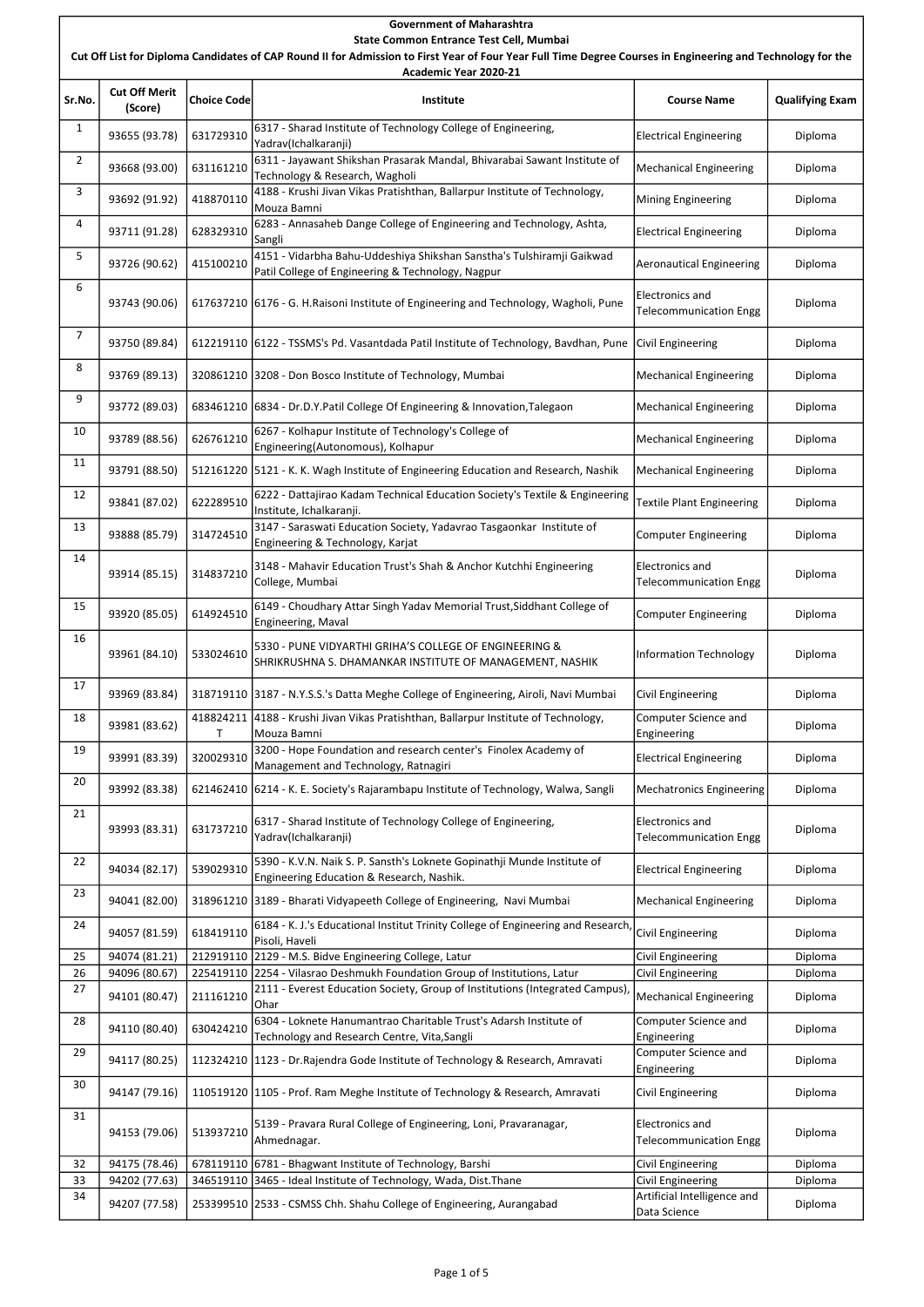**Government of Maharashtra**

**State Common Entrance Test Cell, Mumbai**

**Cut Off List for Diploma Candidates of CAP Round II for Admission to First Year of Four Year Full Time Degree Courses in Engineering and Technology for the Academic Year 2020-21**

| Sr.No. | Cut Off Merit (Score) | Choice Code | Institute | Course Name | Qualifying Exam |
|---|---|---|---|---|---|
| 1 | 93655 (93.78) | 631729310 | 6317 - Sharad Institute of Technology College of Engineering, Yadrav(Ichalkaranji) | Electrical Engineering | Diploma |
| 2 | 93668 (93.00) | 631161210 | 6311 - Jayawant Shikshan Prasarak Mandal, Bhivarabai Sawant Institute of Technology & Research, Wagholi | Mechanical Engineering | Diploma |
| 3 | 93692 (91.92) | 418870110 | 4188 - Krushi Jivan Vikas Pratishthan, Ballarpur Institute of Technology, Mouza Bamni | Mining Engineering | Diploma |
| 4 | 93711 (91.28) | 628329310 | 6283 - Annasaheb Dange College of Engineering and Technology, Ashta, Sangli | Electrical Engineering | Diploma |
| 5 | 93726 (90.62) | 415100210 | 4151 - Vidarbha Bahu-Uddeshiya Shikshan Sanstha's Tulshiramji Gaikwad Patil College of Engineering & Technology, Nagpur | Aeronautical Engineering | Diploma |
| 6 | 93743 (90.06) | 617637210 | 6176 - G. H.Raisoni Institute of Engineering and Technology, Wagholi, Pune | Electronics and Telecommunication Engg | Diploma |
| 7 | 93750 (89.84) | 612219110 | 6122 - TSSMS's Pd. Vasantdada Patil Institute of Technology, Bavdhan, Pune | Civil Engineering | Diploma |
| 8 | 93769 (89.13) | 320861210 | 3208 - Don Bosco Institute of Technology, Mumbai | Mechanical Engineering | Diploma |
| 9 | 93772 (89.03) | 683461210 | 6834 - Dr.D.Y.Patil College Of Engineering & Innovation,Talegaon | Mechanical Engineering | Diploma |
| 10 | 93789 (88.56) | 626761210 | 6267 - Kolhapur Institute of Technology's College of Engineering(Autonomous), Kolhapur | Mechanical Engineering | Diploma |
| 11 | 93791 (88.50) | 512161220 | 5121 - K. K. Wagh Institute of Engineering Education and Research, Nashik | Mechanical Engineering | Diploma |
| 12 | 93841 (87.02) | 622289510 | 6222 - Dattajirao Kadam Technical Education Society's Textile & Engineering Institute, Ichalkaranji. | Textile Plant Engineering | Diploma |
| 13 | 93888 (85.79) | 314724510 | 3147 - Saraswati Education Society, Yadavrao Tasgaonkar Institute of Engineering & Technology, Karjat | Computer Engineering | Diploma |
| 14 | 93914 (85.15) | 314837210 | 3148 - Mahavir Education Trust's Shah & Anchor Kutchhi Engineering College, Mumbai | Electronics and Telecommunication Engg | Diploma |
| 15 | 93920 (85.05) | 614924510 | 6149 - Choudhary Attar Singh Yadav Memorial Trust,Siddhant College of Engineering, Maval | Computer Engineering | Diploma |
| 16 | 93961 (84.10) | 533024610 | 5330 - PUNE VIDYARTHI GRIHA'S COLLEGE OF ENGINEERING & SHRIKRUSHNA S. DHAMANKAR INSTITUTE OF MANAGEMENT, NASHIK | Information Technology | Diploma |
| 17 | 93969 (83.84) | 318719110 | 3187 - N.Y.S.S.'s Datta Meghe College of Engineering, Airoli, Navi Mumbai | Civil Engineering | Diploma |
| 18 | 93981 (83.62) | 418824211T | 4188 - Krushi Jivan Vikas Pratishthan, Ballarpur Institute of Technology, Mouza Bamni | Computer Science and Engineering | Diploma |
| 19 | 93991 (83.39) | 320029310 | 3200 - Hope Foundation and research center's Finolex Academy of Management and Technology, Ratnagiri | Electrical Engineering | Diploma |
| 20 | 93992 (83.38) | 621462410 | 6214 - K. E. Society's Rajarambapu Institute of Technology, Walwa, Sangli | Mechatronics Engineering | Diploma |
| 21 | 93993 (83.31) | 631737210 | 6317 - Sharad Institute of Technology College of Engineering, Yadrav(Ichalkaranji) | Electronics and Telecommunication Engg | Diploma |
| 22 | 94034 (82.17) | 539029310 | 5390 - K.V.N. Naik S. P. Sansth's Loknete Gopinathji Munde Institute of Engineering Education & Research, Nashik. | Electrical Engineering | Diploma |
| 23 | 94041 (82.00) | 318961210 | 3189 - Bharati Vidyapeeth College of Engineering, Navi Mumbai | Mechanical Engineering | Diploma |
| 24 | 94057 (81.59) | 618419110 | 6184 - K. J.'s Educational Institut Trinity College of Engineering and Research, Pisoli, Haveli | Civil Engineering | Diploma |
| 25 | 94074 (81.21) | 212919110 | 2129 - M.S. Bidve Engineering College, Latur | Civil Engineering | Diploma |
| 26 | 94096 (80.67) | 225419110 | 2254 - Vilasrao Deshmukh Foundation Group of Institutions, Latur | Civil Engineering | Diploma |
| 27 | 94101 (80.47) | 211161210 | 2111 - Everest Education Society, Group of Institutions (Integrated Campus), Ohar | Mechanical Engineering | Diploma |
| 28 | 94110 (80.40) | 630424210 | 6304 - Loknete Hanumantrao Charitable Trust's Adarsh Institute of Technology and Research Centre, Vita,Sangli | Computer Science and Engineering | Diploma |
| 29 | 94117 (80.25) | 112324210 | 1123 - Dr.Rajendra Gode Institute of Technology & Research, Amravati | Computer Science and Engineering | Diploma |
| 30 | 94147 (79.16) | 110519120 | 1105 - Prof. Ram Meghe Institute of Technology & Research, Amravati | Civil Engineering | Diploma |
| 31 | 94153 (79.06) | 513937210 | 5139 - Pravara Rural College of Engineering, Loni, Pravaranagar, Ahmednagar. | Electronics and Telecommunication Engg | Diploma |
| 32 | 94175 (78.46) | 678119110 | 6781 - Bhagwant Institute of Technology, Barshi | Civil Engineering | Diploma |
| 33 | 94202 (77.63) | 346519110 | 3465 - Ideal Institute of Technology, Wada, Dist.Thane | Civil Engineering | Diploma |
| 34 | 94207 (77.58) | 253399510 | 2533 - CSMSS Chh. Shahu College of Engineering, Aurangabad | Artificial Intelligence and Data Science | Diploma |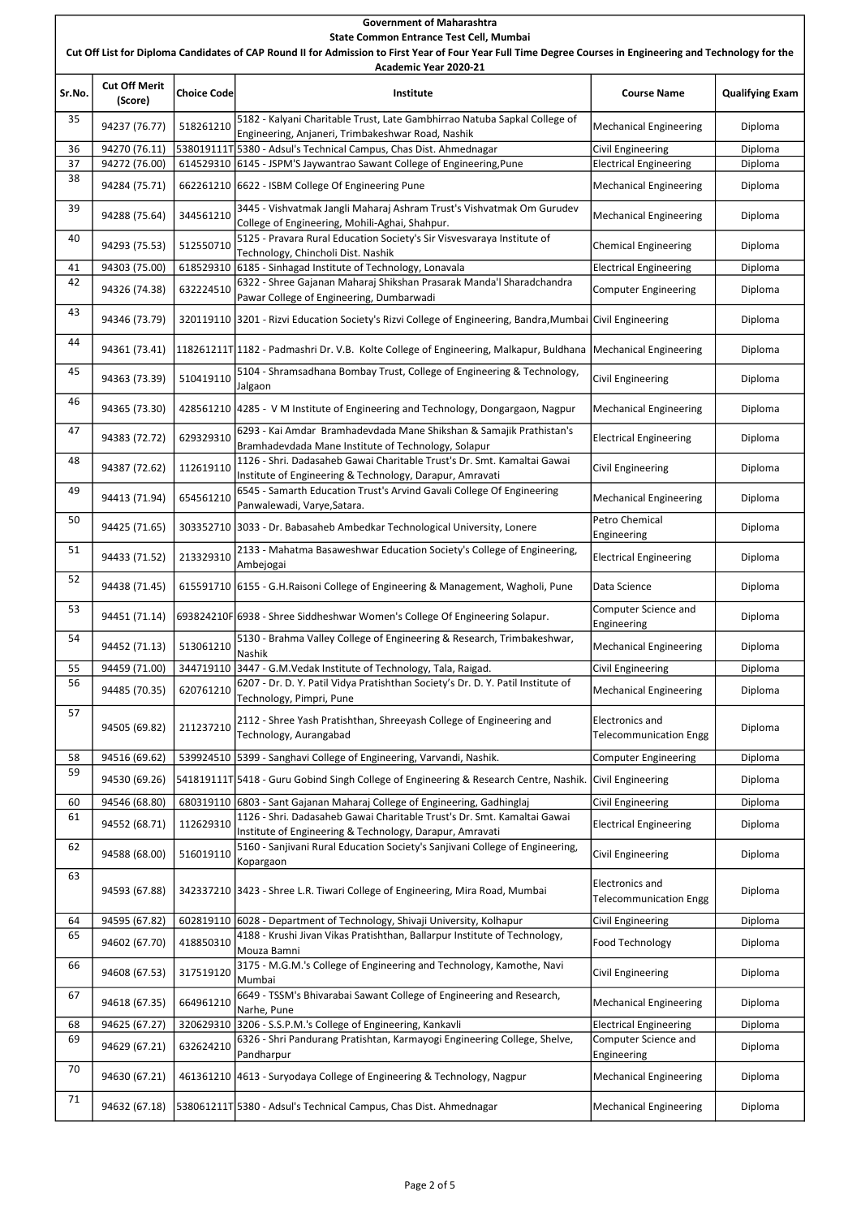Government of Maharashtra

State Common Entrance Test Cell, Mumbai

Cut Off List for Diploma Candidates of CAP Round II for Admission to First Year of Four Year Full Time Degree Courses in Engineering and Technology for the Academic Year 2020-21

| Sr.No. | Cut Off Merit (Score) | Choice Code | Institute | Course Name | Qualifying Exam |
|---|---|---|---|---|---|
| 35 | 94237 (76.77) | 518261210 | 5182 - Kalyani Charitable Trust, Late Gambhirrao Natuba Sapkal College of Engineering, Anjaneri, Trimbakeshwar Road, Nashik | Mechanical Engineering | Diploma |
| 36 | 94270 (76.11) | 538019111T | 5380 - Adsul's Technical Campus, Chas Dist. Ahmednagar | Civil Engineering | Diploma |
| 37 | 94272 (76.00) | 614529310 | 6145 - JSPM'S Jaywantrao Sawant College of Engineering,Pune | Electrical Engineering | Diploma |
| 38 | 94284 (75.71) | 662261210 | 6622 - ISBM College Of Engineering Pune | Mechanical Engineering | Diploma |
| 39 | 94288 (75.64) | 344561210 | 3445 - Vishvatmak Jangli Maharaj Ashram Trust's Vishvatmak Om Gurudev College of Engineering, Mohili-Aghai, Shahpur. | Mechanical Engineering | Diploma |
| 40 | 94293 (75.53) | 512550710 | 5125 - Pravara Rural Education Society's Sir Visvesvaraya Institute of Technology, Chincholi Dist. Nashik | Chemical Engineering | Diploma |
| 41 | 94303 (75.00) | 618529310 | 6185 - Sinhagad Institute of Technology, Lonavala | Electrical Engineering | Diploma |
| 42 | 94326 (74.38) | 632224510 | 6322 - Shree Gajanan Maharaj Shikshan Prasarak Manda'l Sharadchandra Pawar College of Engineering, Dumbarwadi | Computer Engineering | Diploma |
| 43 | 94346 (73.79) | 320119110 | 3201 - Rizvi Education Society's Rizvi College of Engineering, Bandra,Mumbai | Civil Engineering | Diploma |
| 44 | 94361 (73.41) | 118261211T | 1182 - Padmashri Dr. V.B. Kolte College of Engineering, Malkapur, Buldhana | Mechanical Engineering | Diploma |
| 45 | 94363 (73.39) | 510419110 | 5104 - Shramsadhana Bombay Trust, College of Engineering & Technology, Jalgaon | Civil Engineering | Diploma |
| 46 | 94365 (73.30) | 428561210 | 4285 - V M Institute of Engineering and Technology, Dongargaon, Nagpur | Mechanical Engineering | Diploma |
| 47 | 94383 (72.72) | 629329310 | 6293 - Kai Amdar Bramhadevdada Mane Shikshan & Samajik Prathistan's Bramhadevdada Mane Institute of Technology, Solapur | Electrical Engineering | Diploma |
| 48 | 94387 (72.62) | 112619110 | 1126 - Shri. Dadasaheb Gawai Charitable Trust's Dr. Smt. Kamaltai Gawai Institute of Engineering & Technology, Darapur, Amravati | Civil Engineering | Diploma |
| 49 | 94413 (71.94) | 654561210 | 6545 - Samarth Education Trust's Arvind Gavali College Of Engineering Panwalewadi, Varye,Satara. | Mechanical Engineering | Diploma |
| 50 | 94425 (71.65) | 303352710 | 3033 - Dr. Babasaheb Ambedkar Technological University, Lonere | Petro Chemical Engineering | Diploma |
| 51 | 94433 (71.52) | 213329310 | 2133 - Mahatma Basaweshwar Education Society's College of Engineering, Ambejogai | Electrical Engineering | Diploma |
| 52 | 94438 (71.45) | 615591710 | 6155 - G.H.Raisoni College of Engineering & Management, Wagholi, Pune | Data Science | Diploma |
| 53 | 94451 (71.14) | 693824210F | 6938 - Shree Siddheshwar Women's College Of Engineering Solapur. | Computer Science and Engineering | Diploma |
| 54 | 94452 (71.13) | 513061210 | 5130 - Brahma Valley College of Engineering & Research, Trimbakeshwar, Nashik | Mechanical Engineering | Diploma |
| 55 | 94459 (71.00) | 344719110 | 3447 - G.M.Vedak Institute of Technology, Tala, Raigad. | Civil Engineering | Diploma |
| 56 | 94485 (70.35) | 620761210 | 6207 - Dr. D. Y. Patil Vidya Pratishthan Society's Dr. D. Y. Patil Institute of Technology, Pimpri, Pune | Mechanical Engineering | Diploma |
| 57 | 94505 (69.82) | 211237210 | 2112 - Shree Yash Pratishthan, Shreeyash College of Engineering and Technology, Aurangabad | Electronics and Telecommunication Engg | Diploma |
| 58 | 94516 (69.62) | 539924510 | 5399 - Sanghavi College of Engineering, Varvandi, Nashik. | Computer Engineering | Diploma |
| 59 | 94530 (69.26) | 541819111T | 5418 - Guru Gobind Singh College of Engineering & Research Centre, Nashik. | Civil Engineering | Diploma |
| 60 | 94546 (68.80) | 680319110 | 6803 - Sant Gajanan Maharaj College of Engineering, Gadhinglaj | Civil Engineering | Diploma |
| 61 | 94552 (68.71) | 112629310 | 1126 - Shri. Dadasaheb Gawai Charitable Trust's Dr. Smt. Kamaltai Gawai Institute of Engineering & Technology, Darapur, Amravati | Electrical Engineering | Diploma |
| 62 | 94588 (68.00) | 516019110 | 5160 - Sanjivani Rural Education Society's Sanjivani College of Engineering, Kopargaon | Civil Engineering | Diploma |
| 63 | 94593 (67.88) | 342337210 | 3423 - Shree L.R. Tiwari College of Engineering, Mira Road, Mumbai | Electronics and Telecommunication Engg | Diploma |
| 64 | 94595 (67.82) | 602819110 | 6028 - Department of Technology, Shivaji University, Kolhapur | Civil Engineering | Diploma |
| 65 | 94602 (67.70) | 418850310 | 4188 - Krushi Jivan Vikas Pratishthan, Ballarpur Institute of Technology, Mouza Bamni | Food Technology | Diploma |
| 66 | 94608 (67.53) | 317519120 | 3175 - M.G.M.'s College of Engineering and Technology, Kamothe, Navi Mumbai | Civil Engineering | Diploma |
| 67 | 94618 (67.35) | 664961210 | 6649 - TSSM's Bhivarabai Sawant College of Engineering and Research, Narhe, Pune | Mechanical Engineering | Diploma |
| 68 | 94625 (67.27) | 320629310 | 3206 - S.S.P.M.'s College of Engineering, Kankavli | Electrical Engineering | Diploma |
| 69 | 94629 (67.21) | 632624210 | 6326 - Shri Pandurang Pratishtan, Karmayogi Engineering College, Shelve, Pandharpur | Computer Science and Engineering | Diploma |
| 70 | 94630 (67.21) | 461361210 | 4613 - Suryodaya College of Engineering & Technology, Nagpur | Mechanical Engineering | Diploma |
| 71 | 94632 (67.18) | 538061211T | 5380 - Adsul's Technical Campus, Chas Dist. Ahmednagar | Mechanical Engineering | Diploma |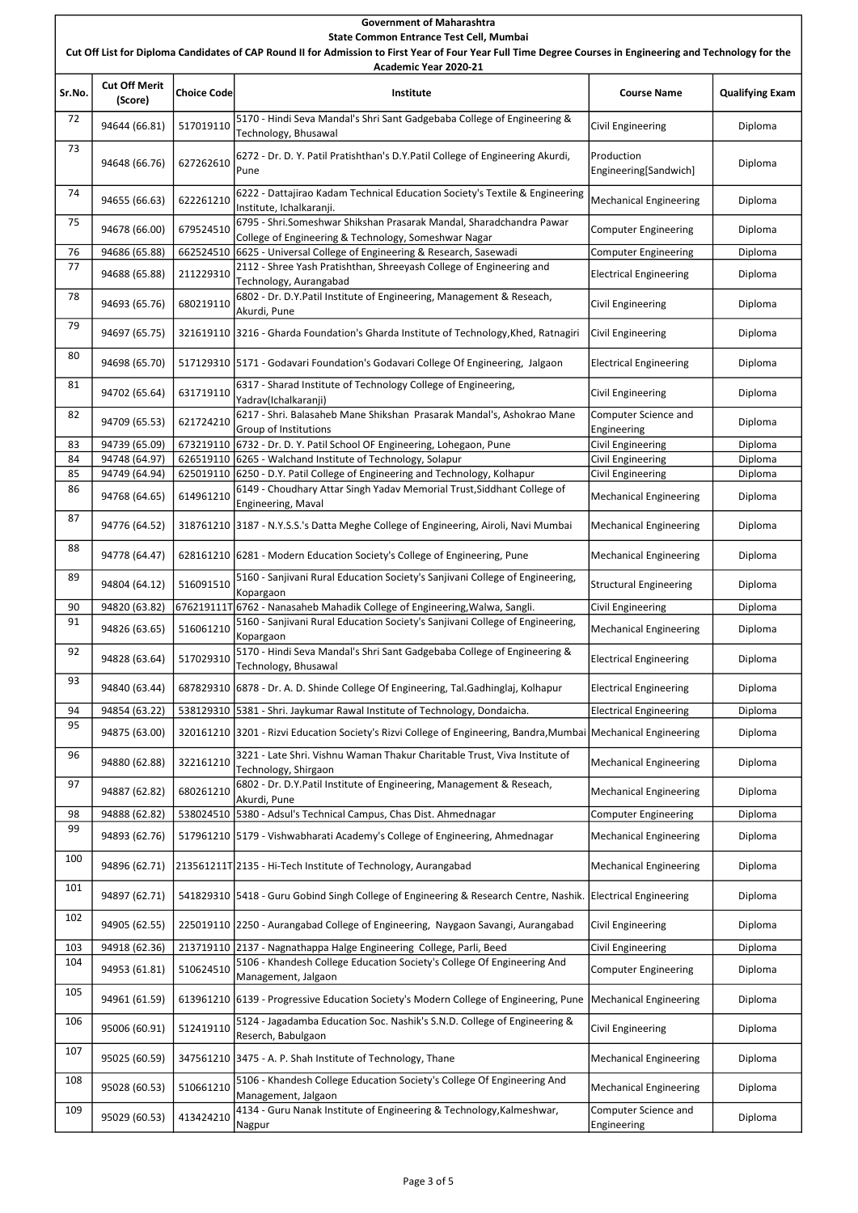Government of Maharashtra

State Common Entrance Test Cell, Mumbai

Cut Off List for Diploma Candidates of CAP Round II for Admission to First Year of Four Year Full Time Degree Courses in Engineering and Technology for the Academic Year 2020-21

| Sr.No. | Cut Off Merit (Score) | Choice Code | Institute | Course Name | Qualifying Exam |
|---|---|---|---|---|---|
| 72 | 94644 (66.81) | 517019110 | 5170 - Hindi Seva Mandal's Shri Sant Gadgebaba College of Engineering & Technology, Bhusawal | Civil Engineering | Diploma |
| 73 | 94648 (66.76) | 627262610 | 6272 - Dr. D. Y. Patil Pratishthan's D.Y.Patil College of Engineering Akurdi, Pune | Production Engineering[Sandwich] | Diploma |
| 74 | 94655 (66.63) | 622261210 | 6222 - Dattajirao Kadam Technical Education Society's Textile & Engineering Institute, Ichalkaranji. | Mechanical Engineering | Diploma |
| 75 | 94678 (66.00) | 679524510 | 6795 - Shri.Someshwar Shikshan Prasarak Mandal, Sharadchandra Pawar College of Engineering & Technology, Someshwar Nagar | Computer Engineering | Diploma |
| 76 | 94686 (65.88) | 662524510 | 6625 - Universal College of Engineering & Research, Sasewadi | Computer Engineering | Diploma |
| 77 | 94688 (65.88) | 211229310 | 2112 - Shree Yash Pratishthan, Shreeyash College of Engineering and Technology, Aurangabad | Electrical Engineering | Diploma |
| 78 | 94693 (65.76) | 680219110 | 6802 - Dr. D.Y.Patil Institute of Engineering, Management & Reseach, Akurdi, Pune | Civil Engineering | Diploma |
| 79 | 94697 (65.75) | 321619110 | 3216 - Gharda Foundation's Gharda Institute of Technology,Khed, Ratnagiri | Civil Engineering | Diploma |
| 80 | 94698 (65.70) | 517129310 | 5171 - Godavari Foundation's Godavari College Of Engineering, Jalgaon | Electrical Engineering | Diploma |
| 81 | 94702 (65.64) | 631719110 | 6317 - Sharad Institute of Technology College of Engineering, Yadrav(Ichalkaranji) | Civil Engineering | Diploma |
| 82 | 94709 (65.53) | 621724210 | 6217 - Shri. Balasaheb Mane Shikshan Prasarak Mandal's, Ashokrao Mane Group of Institutions | Computer Science and Engineering | Diploma |
| 83 | 94739 (65.09) | 673219110 | 6732 - Dr. D. Y. Patil School OF Engineering, Lohegaon, Pune | Civil Engineering | Diploma |
| 84 | 94748 (64.97) | 626519110 | 6265 - Walchand Institute of Technology, Solapur | Civil Engineering | Diploma |
| 85 | 94749 (64.94) | 625019110 | 6250 - D.Y. Patil College of Engineering and Technology, Kolhapur | Civil Engineering | Diploma |
| 86 | 94768 (64.65) | 614961210 | 6149 - Choudhary Attar Singh Yadav Memorial Trust,Siddhant College of Engineering, Maval | Mechanical Engineering | Diploma |
| 87 | 94776 (64.52) | 318761210 | 3187 - N.Y.S.S.'s Datta Meghe College of Engineering, Airoli, Navi Mumbai | Mechanical Engineering | Diploma |
| 88 | 94778 (64.47) | 628161210 | 6281 - Modern Education Society's College of Engineering, Pune | Mechanical Engineering | Diploma |
| 89 | 94804 (64.12) | 516091510 | 5160 - Sanjivani Rural Education Society's Sanjivani College of Engineering, Kopargaon | Structural Engineering | Diploma |
| 90 | 94820 (63.82) | 676219111T | 6762 - Nanasaheb Mahadik College of Engineering,Walwa, Sangli. | Civil Engineering | Diploma |
| 91 | 94826 (63.65) | 516061210 | 5160 - Sanjivani Rural Education Society's Sanjivani College of Engineering, Kopargaon | Mechanical Engineering | Diploma |
| 92 | 94828 (63.64) | 517029310 | 5170 - Hindi Seva Mandal's Shri Sant Gadgebaba College of Engineering & Technology, Bhusawal | Electrical Engineering | Diploma |
| 93 | 94840 (63.44) | 687829310 | 6878 - Dr. A. D. Shinde College Of Engineering, Tal.Gadhinglaj, Kolhapur | Electrical Engineering | Diploma |
| 94 | 94854 (63.22) | 538129310 | 5381 - Shri. Jaykumar Rawal Institute of Technology, Dondaicha. | Electrical Engineering | Diploma |
| 95 | 94875 (63.00) | 320161210 | 3201 - Rizvi Education Society's Rizvi College of Engineering, Bandra,Mumbai | Mechanical Engineering | Diploma |
| 96 | 94880 (62.88) | 322161210 | 3221 - Late Shri. Vishnu Waman Thakur Charitable Trust, Viva Institute of Technology, Shirgaon | Mechanical Engineering | Diploma |
| 97 | 94887 (62.82) | 680261210 | 6802 - Dr. D.Y.Patil Institute of Engineering, Management & Reseach, Akurdi, Pune | Mechanical Engineering | Diploma |
| 98 | 94888 (62.82) | 538024510 | 5380 - Adsul's Technical Campus, Chas Dist. Ahmednagar | Computer Engineering | Diploma |
| 99 | 94893 (62.76) | 517961210 | 5179 - Vishwabharati Academy's College of Engineering, Ahmednagar | Mechanical Engineering | Diploma |
| 100 | 94896 (62.71) | 213561211T | 2135 - Hi-Tech Institute of Technology, Aurangabad | Mechanical Engineering | Diploma |
| 101 | 94897 (62.71) | 541829310 | 5418 - Guru Gobind Singh College of Engineering & Research Centre, Nashik. | Electrical Engineering | Diploma |
| 102 | 94905 (62.55) | 225019110 | 2250 - Aurangabad College of Engineering, Naygaon Savangi, Aurangabad | Civil Engineering | Diploma |
| 103 | 94918 (62.36) | 213719110 | 2137 - Nagnathappa Halge Engineering College, Parli, Beed | Civil Engineering | Diploma |
| 104 | 94953 (61.81) | 510624510 | 5106 - Khandesh College Education Society's College Of Engineering And Management, Jalgaon | Computer Engineering | Diploma |
| 105 | 94961 (61.59) | 613961210 | 6139 - Progressive Education Society's Modern College of Engineering, Pune | Mechanical Engineering | Diploma |
| 106 | 95006 (60.91) | 512419110 | 5124 - Jagadamba Education Soc. Nashik's S.N.D. College of Engineering & Reserch, Babulgaon | Civil Engineering | Diploma |
| 107 | 95025 (60.59) | 347561210 | 3475 - A. P. Shah Institute of Technology, Thane | Mechanical Engineering | Diploma |
| 108 | 95028 (60.53) | 510661210 | 5106 - Khandesh College Education Society's College Of Engineering And Management, Jalgaon | Mechanical Engineering | Diploma |
| 109 | 95029 (60.53) | 413424210 | 4134 - Guru Nanak Institute of Engineering & Technology,Kalmeshwar, Nagpur | Computer Science and Engineering | Diploma |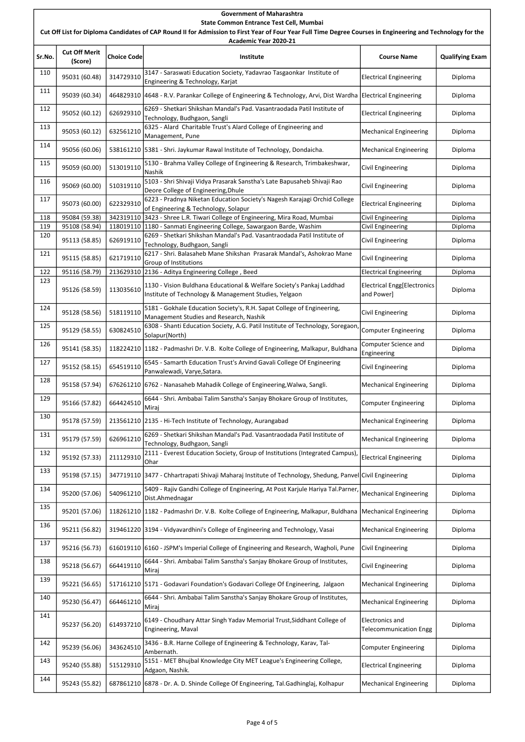# Government of Maharashtra

## State Common Entrance Test Cell, Mumbai

### Cut Off List for Diploma Candidates of CAP Round II for Admission to First Year of Four Year Full Time Degree Courses in Engineering and Technology for the Academic Year 2020-21

| Sr.No. | Cut Off Merit (Score) | Choice Code | Institute | Course Name | Qualifying Exam |
|---|---|---|---|---|---|
| 110 | 95031 (60.48) | 314729310 | 3147 - Saraswati Education Society, Yadavrao Tasgaonkar Institute of Engineering & Technology, Karjat | Electrical Engineering | Diploma |
| 111 | 95039 (60.34) | 464829310 | 4648 - R.V. Parankar College of Engineering & Technology, Arvi, Dist Wardha | Electrical Engineering | Diploma |
| 112 | 95052 (60.12) | 626929310 | 6269 - Shetkari Shikshan Mandal's Pad. Vasantraodada Patil Institute of Technology, Budhgaon, Sangli | Electrical Engineering | Diploma |
| 113 | 95053 (60.12) | 632561210 | 6325 - Alard Charitable Trust's Alard College of Engineering and Management, Pune | Mechanical Engineering | Diploma |
| 114 | 95056 (60.06) | 538161210 | 5381 - Shri. Jaykumar Rawal Institute of Technology, Dondaicha. | Mechanical Engineering | Diploma |
| 115 | 95059 (60.00) | 513019110 | 5130 - Brahma Valley College of Engineering & Research, Trimbakeshwar, Nashik | Civil Engineering | Diploma |
| 116 | 95069 (60.00) | 510319110 | 5103 - Shri Shivaji Vidya Prasarak Sanstha's Late Bapusaheb Shivaji Rao Deore College of Engineering,Dhule | Civil Engineering | Diploma |
| 117 | 95073 (60.00) | 622329310 | 6223 - Pradnya Niketan Education Society's Nagesh Karajagi Orchid College of Engineering & Technology, Solapur | Electrical Engineering | Diploma |
| 118 | 95084 (59.38) | 342319110 | 3423 - Shree L.R. Tiwari College of Engineering, Mira Road, Mumbai | Civil Engineering | Diploma |
| 119 | 95108 (58.94) | 118019110 | 1180 - Sanmati Engineering College, Sawargaon Barde, Washim | Civil Engineering | Diploma |
| 120 | 95113 (58.85) | 626919110 | 6269 - Shetkari Shikshan Mandal's Pad. Vasantraodada Patil Institute of Technology, Budhgaon, Sangli | Civil Engineering | Diploma |
| 121 | 95115 (58.85) | 621719110 | 6217 - Shri. Balasaheb Mane Shikshan Prasarak Mandal's, Ashokrao Mane Group of Institutions | Civil Engineering | Diploma |
| 122 | 95116 (58.79) | 213629310 | 2136 - Aditya Engineering College , Beed | Electrical Engineering | Diploma |
| 123 | 95126 (58.59) | 113035610 | 1130 - Vision Buldhana Educational & Welfare Society's Pankaj Laddhad Institute of Technology & Management Studies, Yelgaon | Electrical Engg[Electronics and Power] | Diploma |
| 124 | 95128 (58.56) | 518119110 | 5181 - Gokhale Education Society's, R.H. Sapat College of Engineering, Management Studies and Research, Nashik | Civil Engineering | Diploma |
| 125 | 95129 (58.55) | 630824510 | 6308 - Shanti Education Society, A.G. Patil Institute of Technology, Soregaon, Solapur(North) | Computer Engineering | Diploma |
| 126 | 95141 (58.35) | 118224210 | 1182 - Padmashri Dr. V.B. Kolte College of Engineering, Malkapur, Buldhana | Computer Science and Engineering | Diploma |
| 127 | 95152 (58.15) | 654519110 | 6545 - Samarth Education Trust's Arvind Gavali College Of Engineering Panwalewadi, Varye,Satara. | Civil Engineering | Diploma |
| 128 | 95158 (57.94) | 676261210 | 6762 - Nanasaheb Mahadik College of Engineering,Walwa, Sangli. | Mechanical Engineering | Diploma |
| 129 | 95166 (57.82) | 664424510 | 6644 - Shri. Ambabai Talim Sanstha's Sanjay Bhokare Group of Institutes, Miraj | Computer Engineering | Diploma |
| 130 | 95178 (57.59) | 213561210 | 2135 - Hi-Tech Institute of Technology, Aurangabad | Mechanical Engineering | Diploma |
| 131 | 95179 (57.59) | 626961210 | 6269 - Shetkari Shikshan Mandal's Pad. Vasantraodada Patil Institute of Technology, Budhgaon, Sangli | Mechanical Engineering | Diploma |
| 132 | 95192 (57.33) | 211129310 | 2111 - Everest Education Society, Group of Institutions (Integrated Campus), Ohar | Electrical Engineering | Diploma |
| 133 | 95198 (57.15) | 347719110 | 3477 - Chhartrapati Shivaji Maharaj Institute of Technology, Shedung, Panvel | Civil Engineering | Diploma |
| 134 | 95200 (57.06) | 540961210 | 5409 - Rajiv Gandhi College of Engineering, At Post Karjule Hariya Tal.Parner, Dist.Ahmednagar | Mechanical Engineering | Diploma |
| 135 | 95201 (57.06) | 118261210 | 1182 - Padmashri Dr. V.B. Kolte College of Engineering, Malkapur, Buldhana | Mechanical Engineering | Diploma |
| 136 | 95211 (56.82) | 319461220 | 3194 - Vidyavardhini's College of Engineering and Technology, Vasai | Mechanical Engineering | Diploma |
| 137 | 95216 (56.73) | 616019110 | 6160 - JSPM's Imperial College of Engineering and Research, Wagholi, Pune | Civil Engineering | Diploma |
| 138 | 95218 (56.67) | 664419110 | 6644 - Shri. Ambabai Talim Sanstha's Sanjay Bhokare Group of Institutes, Miraj | Civil Engineering | Diploma |
| 139 | 95221 (56.65) | 517161210 | 5171 - Godavari Foundation's Godavari College Of Engineering, Jalgaon | Mechanical Engineering | Diploma |
| 140 | 95230 (56.47) | 664461210 | 6644 - Shri. Ambabai Talim Sanstha's Sanjay Bhokare Group of Institutes, Miraj | Mechanical Engineering | Diploma |
| 141 | 95237 (56.20) | 614937210 | 6149 - Choudhary Attar Singh Yadav Memorial Trust,Siddhant College of Engineering, Maval | Electronics and Telecommunication Engg | Diploma |
| 142 | 95239 (56.06) | 343624510 | 3436 - B.R. Harne College of Engineering & Technology, Karav, Tal-Ambernath. | Computer Engineering | Diploma |
| 143 | 95240 (55.88) | 515129310 | 5151 - MET Bhujbal Knowledge City MET League's Engineering College, Adgaon, Nashik. | Electrical Engineering | Diploma |
| 144 | 95243 (55.82) | 687861210 | 6878 - Dr. A. D. Shinde College Of Engineering, Tal.Gadhinglaj, Kolhapur | Mechanical Engineering | Diploma |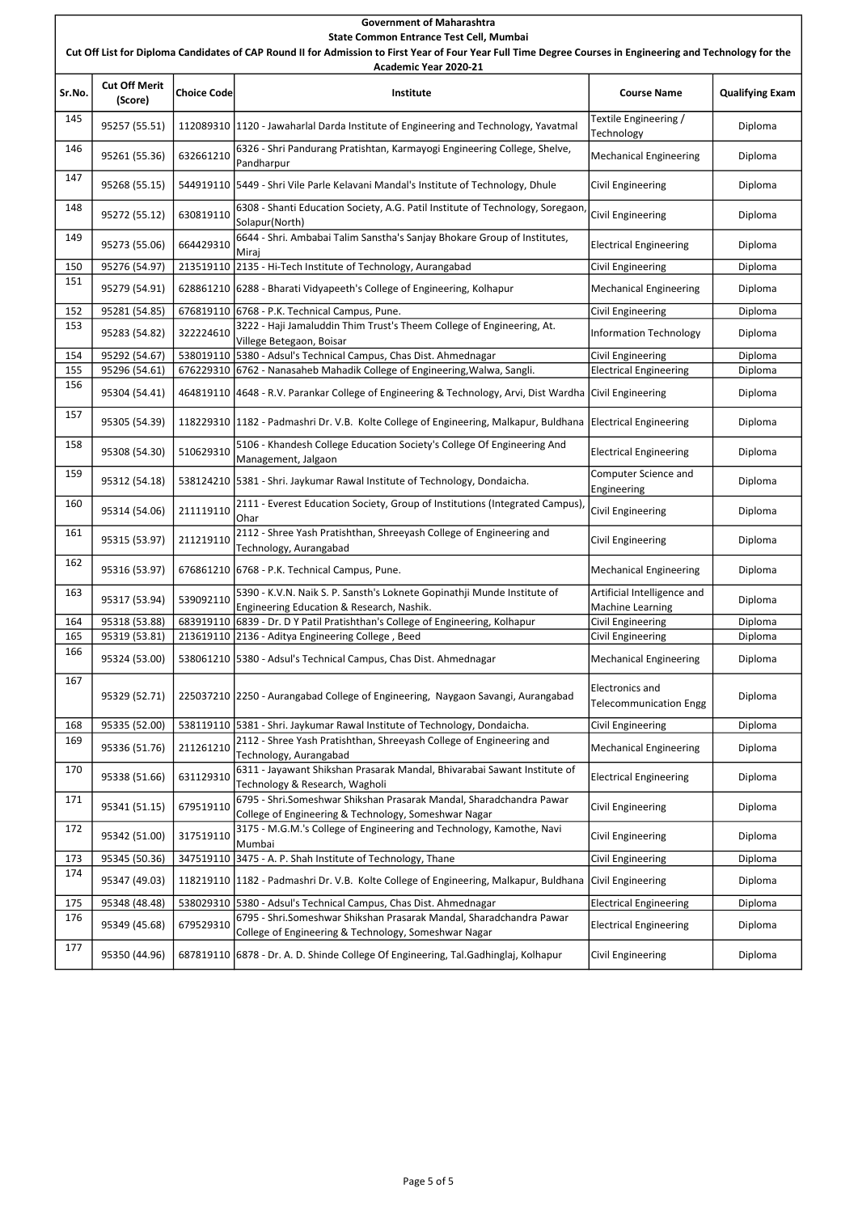**Government of Maharashtra**

**State Common Entrance Test Cell, Mumbai**

**Cut Off List for Diploma Candidates of CAP Round II for Admission to First Year of Four Year Full Time Degree Courses in Engineering and Technology for the Academic Year 2020-21**

| Sr.No. | Cut Off Merit (Score) | Choice Code | Institute | Course Name | Qualifying Exam |
|---|---|---|---|---|---|
| 145 | 95257 (55.51) | 112089310 | 1120 - Jawaharlal Darda Institute of Engineering and Technology, Yavatmal | Textile Engineering / Technology | Diploma |
| 146 | 95261 (55.36) | 632661210 | 6326 - Shri Pandurang Pratishtan, Karmayogi Engineering College, Shelve, Pandharpur | Mechanical Engineering | Diploma |
| 147 | 95268 (55.15) | 544919110 | 5449 - Shri Vile Parle Kelavani Mandal's Institute of Technology, Dhule | Civil Engineering | Diploma |
| 148 | 95272 (55.12) | 630819110 | 6308 - Shanti Education Society, A.G. Patil Institute of Technology, Soregaon, Solapur(North) | Civil Engineering | Diploma |
| 149 | 95273 (55.06) | 664429310 | 6644 - Shri. Ambabai Talim Sanstha's Sanjay Bhokare Group of Institutes, Miraj | Electrical Engineering | Diploma |
| 150 | 95276 (54.97) | 213519110 | 2135 - Hi-Tech Institute of Technology, Aurangabad | Civil Engineering | Diploma |
| 151 | 95279 (54.91) | 628861210 | 6288 - Bharati Vidyapeeth's College of Engineering, Kolhapur | Mechanical Engineering | Diploma |
| 152 | 95281 (54.85) | 676819110 | 6768 - P.K. Technical Campus, Pune. | Civil Engineering | Diploma |
| 153 | 95283 (54.82) | 322224610 | 3222 - Haji Jamaluddin Thim Trust's Theem College of Engineering, At. Villege Betegaon, Boisar | Information Technology | Diploma |
| 154 | 95292 (54.67) | 538019110 | 5380 - Adsul's Technical Campus, Chas Dist. Ahmednagar | Civil Engineering | Diploma |
| 155 | 95296 (54.61) | 676229310 | 6762 - Nanasaheb Mahadik College of Engineering,Walwa, Sangli. | Electrical Engineering | Diploma |
| 156 | 95304 (54.41) | 464819110 | 4648 - R.V. Parankar College of Engineering & Technology, Arvi, Dist Wardha | Civil Engineering | Diploma |
| 157 | 95305 (54.39) | 118229310 | 1182 - Padmashri Dr. V.B. Kolte College of Engineering, Malkapur, Buldhana | Electrical Engineering | Diploma |
| 158 | 95308 (54.30) | 510629310 | 5106 - Khandesh College Education Society's College Of Engineering And Management, Jalgaon | Electrical Engineering | Diploma |
| 159 | 95312 (54.18) | 538124210 | 5381 - Shri. Jaykumar Rawal Institute of Technology, Dondaicha. | Computer Science and Engineering | Diploma |
| 160 | 95314 (54.06) | 211119110 | 2111 - Everest Education Society, Group of Institutions (Integrated Campus), Ohar | Civil Engineering | Diploma |
| 161 | 95315 (53.97) | 211219110 | 2112 - Shree Yash Pratishthan, Shreeyash College of Engineering and Technology, Aurangabad | Civil Engineering | Diploma |
| 162 | 95316 (53.97) | 676861210 | 6768 - P.K. Technical Campus, Pune. | Mechanical Engineering | Diploma |
| 163 | 95317 (53.94) | 539092110 | 5390 - K.V.N. Naik S. P. Sansth's Loknete Gopinathji Munde Institute of Engineering Education & Research, Nashik. | Artificial Intelligence and Machine Learning | Diploma |
| 164 | 95318 (53.88) | 683919110 | 6839 - Dr. D Y Patil Pratishthan's College of Engineering, Kolhapur | Civil Engineering | Diploma |
| 165 | 95319 (53.81) | 213619110 | 2136 - Aditya Engineering College , Beed | Civil Engineering | Diploma |
| 166 | 95324 (53.00) | 538061210 | 5380 - Adsul's Technical Campus, Chas Dist. Ahmednagar | Mechanical Engineering | Diploma |
| 167 | 95329 (52.71) | 225037210 | 2250 - Aurangabad College of Engineering, Naygaon Savangi, Aurangabad | Electronics and Telecommunication Engg | Diploma |
| 168 | 95335 (52.00) | 538119110 | 5381 - Shri. Jaykumar Rawal Institute of Technology, Dondaicha. | Civil Engineering | Diploma |
| 169 | 95336 (51.76) | 211261210 | 2112 - Shree Yash Pratishthan, Shreeyash College of Engineering and Technology, Aurangabad | Mechanical Engineering | Diploma |
| 170 | 95338 (51.66) | 631129310 | 6311 - Jayawant Shikshan Prasarak Mandal, Bhivarabai Sawant Institute of Technology & Research, Wagholi | Electrical Engineering | Diploma |
| 171 | 95341 (51.15) | 679519110 | 6795 - Shri.Someshwar Shikshan Prasarak Mandal, Sharadchandra Pawar College of Engineering & Technology, Someshwar Nagar | Civil Engineering | Diploma |
| 172 | 95342 (51.00) | 317519110 | 3175 - M.G.M.'s College of Engineering and Technology, Kamothe, Navi Mumbai | Civil Engineering | Diploma |
| 173 | 95345 (50.36) | 347519110 | 3475 - A. P. Shah Institute of Technology, Thane | Civil Engineering | Diploma |
| 174 | 95347 (49.03) | 118219110 | 1182 - Padmashri Dr. V.B. Kolte College of Engineering, Malkapur, Buldhana | Civil Engineering | Diploma |
| 175 | 95348 (48.48) | 538029310 | 5380 - Adsul's Technical Campus, Chas Dist. Ahmednagar | Electrical Engineering | Diploma |
| 176 | 95349 (45.68) | 679529310 | 6795 - Shri.Someshwar Shikshan Prasarak Mandal, Sharadchandra Pawar College of Engineering & Technology, Someshwar Nagar | Electrical Engineering | Diploma |
| 177 | 95350 (44.96) | 687819110 | 6878 - Dr. A. D. Shinde College Of Engineering, Tal.Gadhinglaj, Kolhapur | Civil Engineering | Diploma |